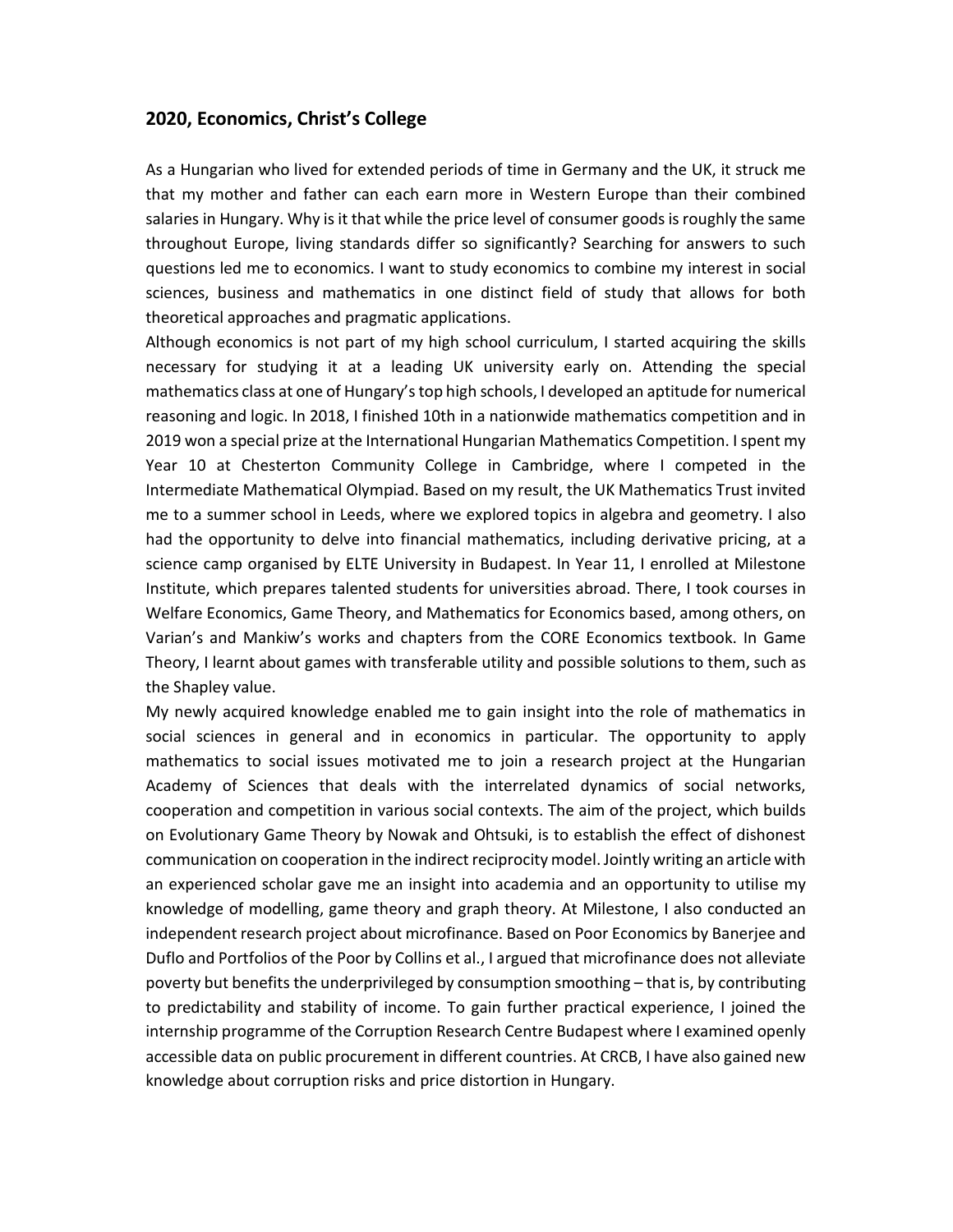## 2020, Economics, Christ's College

As a Hungarian who lived for extended periods of time in Germany and the UK, it struck me that my mother and father can each earn more in Western Europe than their combined salaries in Hungary. Why is it that while the price level of consumer goods is roughly the same throughout Europe, living standards differ so significantly? Searching for answers to such questions led me to economics. I want to study economics to combine my interest in social sciences, business and mathematics in one distinct field of study that allows for both theoretical approaches and pragmatic applications.

Although economics is not part of my high school curriculum, I started acquiring the skills necessary for studying it at a leading UK university early on. Attending the special mathematics class at one of Hungary's top high schools, I developed an aptitude for numerical reasoning and logic. In 2018, I finished 10th in a nationwide mathematics competition and in 2019 won a special prize at the International Hungarian Mathematics Competition. I spent my Year 10 at Chesterton Community College in Cambridge, where I competed in the Intermediate Mathematical Olympiad. Based on my result, the UK Mathematics Trust invited me to a summer school in Leeds, where we explored topics in algebra and geometry. I also had the opportunity to delve into financial mathematics, including derivative pricing, at a science camp organised by ELTE University in Budapest. In Year 11, I enrolled at Milestone Institute, which prepares talented students for universities abroad. There, I took courses in Welfare Economics, Game Theory, and Mathematics for Economics based, among others, on Varian's and Mankiw's works and chapters from the CORE Economics textbook. In Game Theory, I learnt about games with transferable utility and possible solutions to them, such as the Shapley value.

My newly acquired knowledge enabled me to gain insight into the role of mathematics in social sciences in general and in economics in particular. The opportunity to apply mathematics to social issues motivated me to join a research project at the Hungarian Academy of Sciences that deals with the interrelated dynamics of social networks, cooperation and competition in various social contexts. The aim of the project, which builds on Evolutionary Game Theory by Nowak and Ohtsuki, is to establish the effect of dishonest communication on cooperation in the indirect reciprocity model. Jointly writing an article with an experienced scholar gave me an insight into academia and an opportunity to utilise my knowledge of modelling, game theory and graph theory. At Milestone, I also conducted an independent research project about microfinance. Based on Poor Economics by Banerjee and Duflo and Portfolios of the Poor by Collins et al., I argued that microfinance does not alleviate poverty but benefits the underprivileged by consumption smoothing – that is, by contributing to predictability and stability of income. To gain further practical experience, I joined the internship programme of the Corruption Research Centre Budapest where I examined openly accessible data on public procurement in different countries. At CRCB, I have also gained new knowledge about corruption risks and price distortion in Hungary.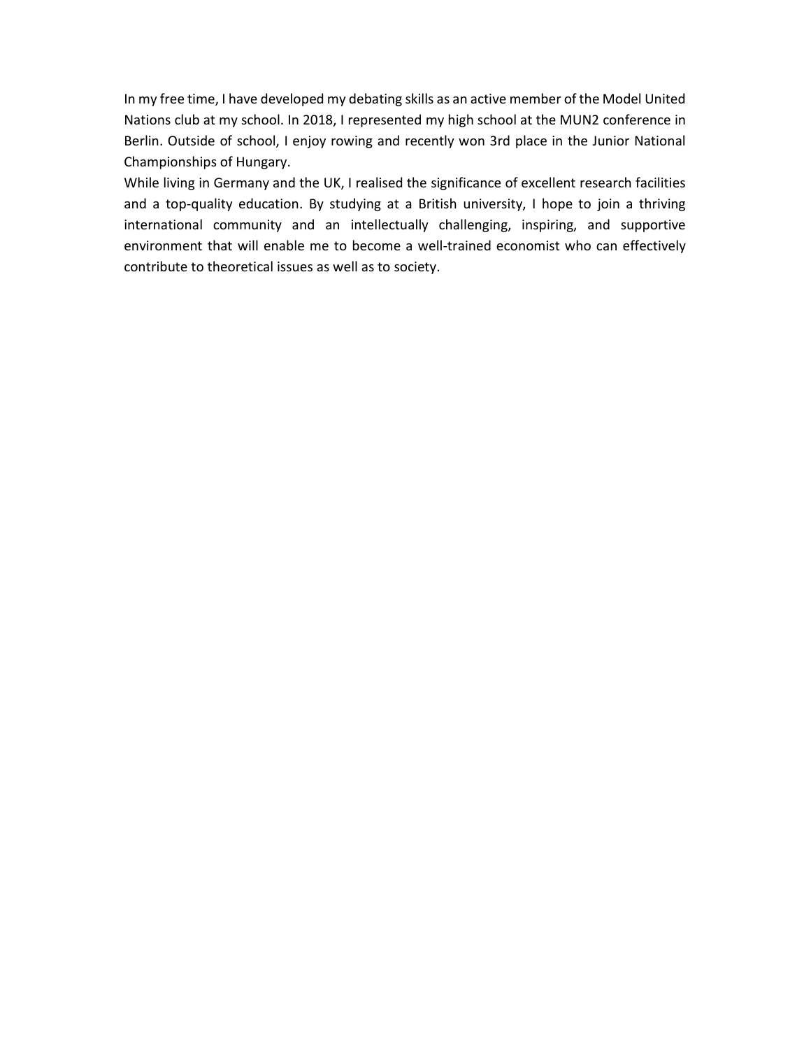In my free time, I have developed my debating skills as an active member of the Model United Nations club at my school. In 2018, I represented my high school at the MUN2 conference in Berlin. Outside of school, I enjoy rowing and recently won 3rd place in the Junior National Championships of Hungary.

While living in Germany and the UK, I realised the significance of excellent research facilities and a top-quality education. By studying at a British university, I hope to join a thriving international community and an intellectually challenging, inspiring, and supportive environment that will enable me to become a well-trained economist who can effectively contribute to theoretical issues as well as to society.